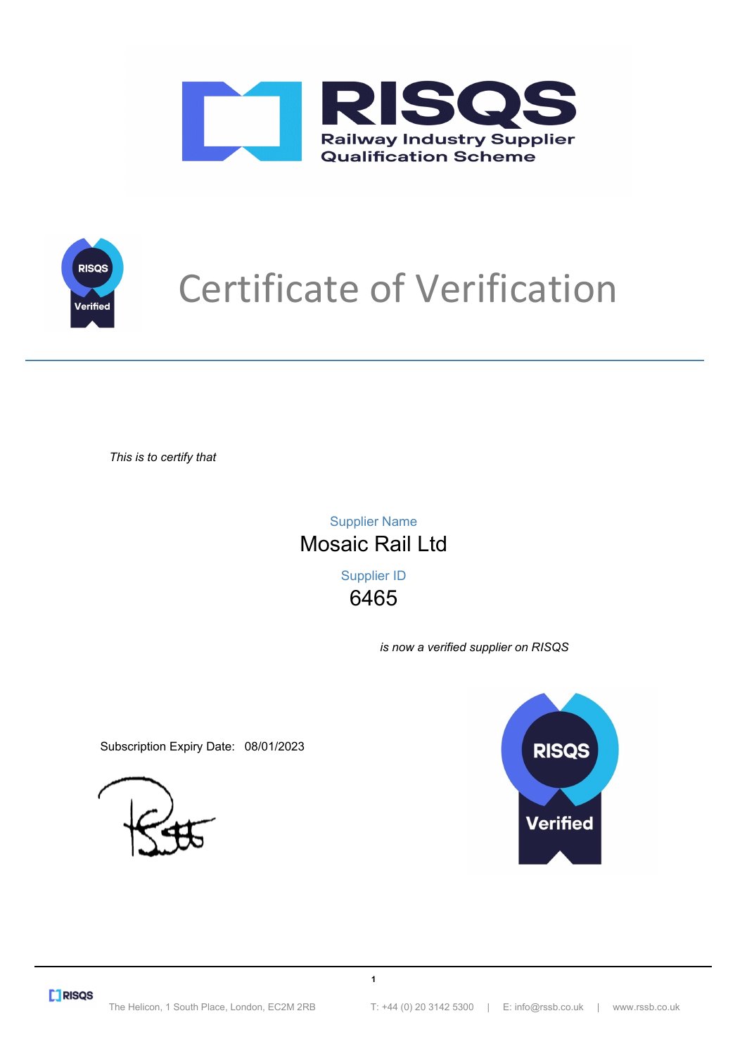# RISQS

**Railway Industry Supplier Qualification Scheme**

# Certificate of Verification

*This is to certify that*

Supplier Name

## Mosaic Rail Ltd

Supplier ID

## 6465

*is now a verified supplier on RISQS*

Subscription Expiry Date: 08/01/2023

The Helicon, 1 South Place, London, EC2M 2RB | T: +44 (0) 20 3142 5300 | E: info@rssb.co.uk | www.rssb.co.uk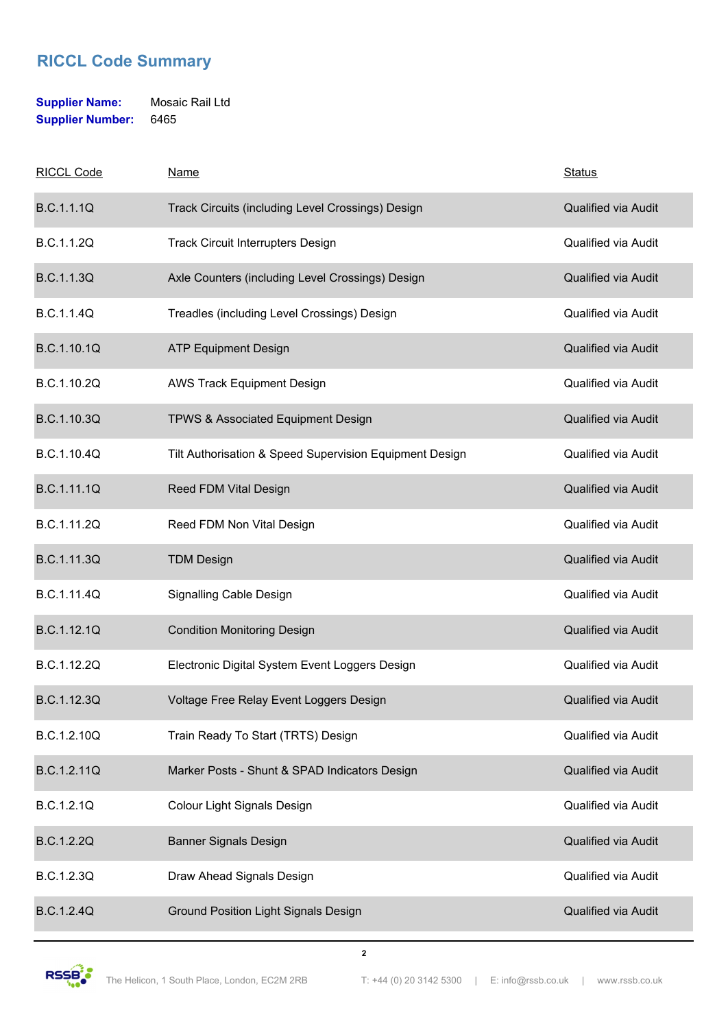## RICCL Code Summary

**Supplier Name:** Mosaic Rail Ltd
**Supplier Number:** 6465

| RICCL Code | Name | Status |
|---|---|---|
| B.C.1.1.1Q | Track Circuits (including Level Crossings) Design | Qualified via Audit |
| B.C.1.1.2Q | Track Circuit Interrupters Design | Qualified via Audit |
| B.C.1.1.3Q | Axle Counters (including Level Crossings) Design | Qualified via Audit |
| B.C.1.1.4Q | Treadles (including Level Crossings) Design | Qualified via Audit |
| B.C.1.10.1Q | ATP Equipment Design | Qualified via Audit |
| B.C.1.10.2Q | AWS Track Equipment Design | Qualified via Audit |
| B.C.1.10.3Q | TPWS & Associated Equipment Design | Qualified via Audit |
| B.C.1.10.4Q | Tilt Authorisation & Speed Supervision Equipment Design | Qualified via Audit |
| B.C.1.11.1Q | Reed FDM Vital Design | Qualified via Audit |
| B.C.1.11.2Q | Reed FDM Non Vital Design | Qualified via Audit |
| B.C.1.11.3Q | TDM Design | Qualified via Audit |
| B.C.1.11.4Q | Signalling Cable Design | Qualified via Audit |
| B.C.1.12.1Q | Condition Monitoring Design | Qualified via Audit |
| B.C.1.12.2Q | Electronic Digital System Event Loggers Design | Qualified via Audit |
| B.C.1.12.3Q | Voltage Free Relay Event Loggers Design | Qualified via Audit |
| B.C.1.2.10Q | Train Ready To Start (TRTS) Design | Qualified via Audit |
| B.C.1.2.11Q | Marker Posts - Shunt & SPAD Indicators Design | Qualified via Audit |
| B.C.1.2.1Q | Colour Light Signals Design | Qualified via Audit |
| B.C.1.2.2Q | Banner Signals Design | Qualified via Audit |
| B.C.1.2.3Q | Draw Ahead Signals Design | Qualified via Audit |
| B.C.1.2.4Q | Ground Position Light Signals Design | Qualified via Audit |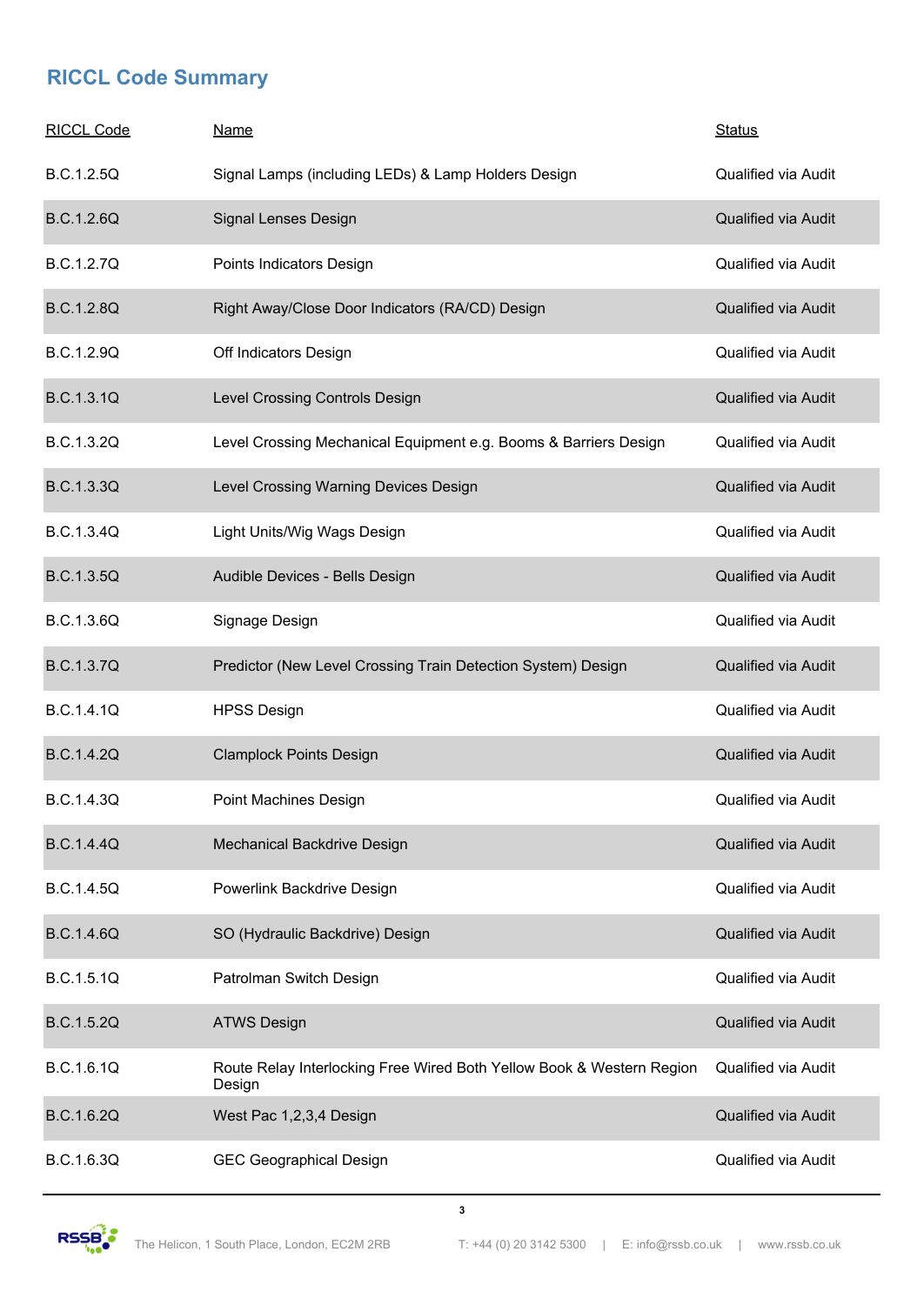## RICCL Code Summary

| RICCL Code | Name | Status |
|---|---|---|
| B.C.1.2.5Q | Signal Lamps (including LEDs) & Lamp Holders Design | Qualified via Audit |
| B.C.1.2.6Q | Signal Lenses Design | Qualified via Audit |
| B.C.1.2.7Q | Points Indicators Design | Qualified via Audit |
| B.C.1.2.8Q | Right Away/Close Door Indicators (RA/CD) Design | Qualified via Audit |
| B.C.1.2.9Q | Off Indicators Design | Qualified via Audit |
| B.C.1.3.1Q | Level Crossing Controls Design | Qualified via Audit |
| B.C.1.3.2Q | Level Crossing Mechanical Equipment e.g. Booms & Barriers Design | Qualified via Audit |
| B.C.1.3.3Q | Level Crossing Warning Devices Design | Qualified via Audit |
| B.C.1.3.4Q | Light Units/Wig Wags Design | Qualified via Audit |
| B.C.1.3.5Q | Audible Devices - Bells Design | Qualified via Audit |
| B.C.1.3.6Q | Signage Design | Qualified via Audit |
| B.C.1.3.7Q | Predictor (New Level Crossing Train Detection System) Design | Qualified via Audit |
| B.C.1.4.1Q | HPSS Design | Qualified via Audit |
| B.C.1.4.2Q | Clamplock Points Design | Qualified via Audit |
| B.C.1.4.3Q | Point Machines Design | Qualified via Audit |
| B.C.1.4.4Q | Mechanical Backdrive Design | Qualified via Audit |
| B.C.1.4.5Q | Powerlink Backdrive Design | Qualified via Audit |
| B.C.1.4.6Q | SO (Hydraulic Backdrive) Design | Qualified via Audit |
| B.C.1.5.1Q | Patrolman Switch Design | Qualified via Audit |
| B.C.1.5.2Q | ATWS Design | Qualified via Audit |
| B.C.1.6.1Q | Route Relay Interlocking Free Wired Both Yellow Book & Western Region Design | Qualified via Audit |
| B.C.1.6.2Q | West Pac 1,2,3,4 Design | Qualified via Audit |
| B.C.1.6.3Q | GEC Geographical Design | Qualified via Audit |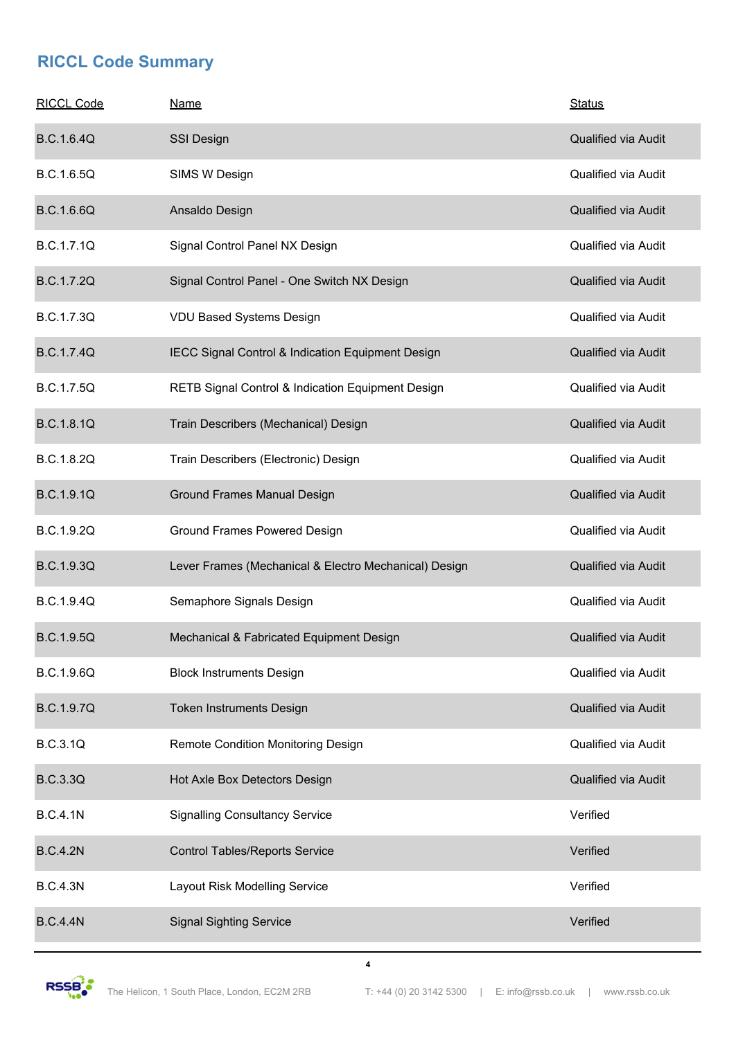## RICCL Code Summary

| RICCL Code | Name | Status |
|---|---|---|
| B.C.1.6.4Q | SSI Design | Qualified via Audit |
| B.C.1.6.5Q | SIMS W Design | Qualified via Audit |
| B.C.1.6.6Q | Ansaldo Design | Qualified via Audit |
| B.C.1.7.1Q | Signal Control Panel NX Design | Qualified via Audit |
| B.C.1.7.2Q | Signal Control Panel - One Switch NX Design | Qualified via Audit |
| B.C.1.7.3Q | VDU Based Systems Design | Qualified via Audit |
| B.C.1.7.4Q | IECC Signal Control & Indication Equipment Design | Qualified via Audit |
| B.C.1.7.5Q | RETB Signal Control & Indication Equipment Design | Qualified via Audit |
| B.C.1.8.1Q | Train Describers (Mechanical) Design | Qualified via Audit |
| B.C.1.8.2Q | Train Describers (Electronic) Design | Qualified via Audit |
| B.C.1.9.1Q | Ground Frames Manual Design | Qualified via Audit |
| B.C.1.9.2Q | Ground Frames Powered Design | Qualified via Audit |
| B.C.1.9.3Q | Lever Frames (Mechanical & Electro Mechanical) Design | Qualified via Audit |
| B.C.1.9.4Q | Semaphore Signals Design | Qualified via Audit |
| B.C.1.9.5Q | Mechanical & Fabricated Equipment Design | Qualified via Audit |
| B.C.1.9.6Q | Block Instruments Design | Qualified via Audit |
| B.C.1.9.7Q | Token Instruments Design | Qualified via Audit |
| B.C.3.1Q | Remote Condition Monitoring Design | Qualified via Audit |
| B.C.3.3Q | Hot Axle Box Detectors Design | Qualified via Audit |
| B.C.4.1N | Signalling Consultancy Service | Verified |
| B.C.4.2N | Control Tables/Reports Service | Verified |
| B.C.4.3N | Layout Risk Modelling Service | Verified |
| B.C.4.4N | Signal Sighting Service | Verified |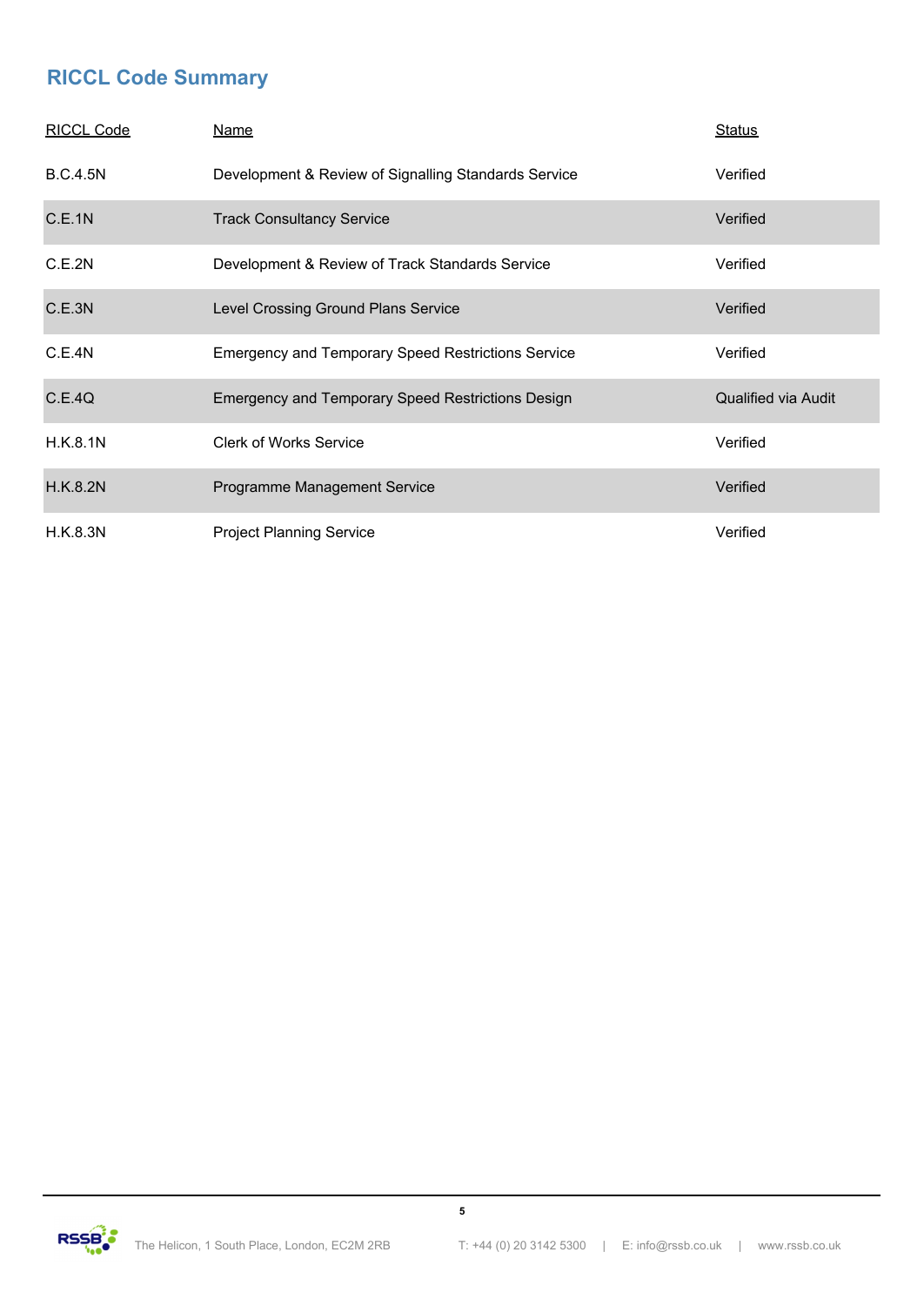## RICCL Code Summary

| RICCL Code | Name | Status |
| --- | --- | --- |
| B.C.4.5N | Development & Review of Signalling Standards Service | Verified |
| C.E.1N | Track Consultancy Service | Verified |
| C.E.2N | Development & Review of Track Standards Service | Verified |
| C.E.3N | Level Crossing Ground Plans Service | Verified |
| C.E.4N | Emergency and Temporary Speed Restrictions Service | Verified |
| C.E.4Q | Emergency and Temporary Speed Restrictions Design | Qualified via Audit |
| H.K.8.1N | Clerk of Works Service | Verified |
| H.K.8.2N | Programme Management Service | Verified |
| H.K.8.3N | Project Planning Service | Verified |